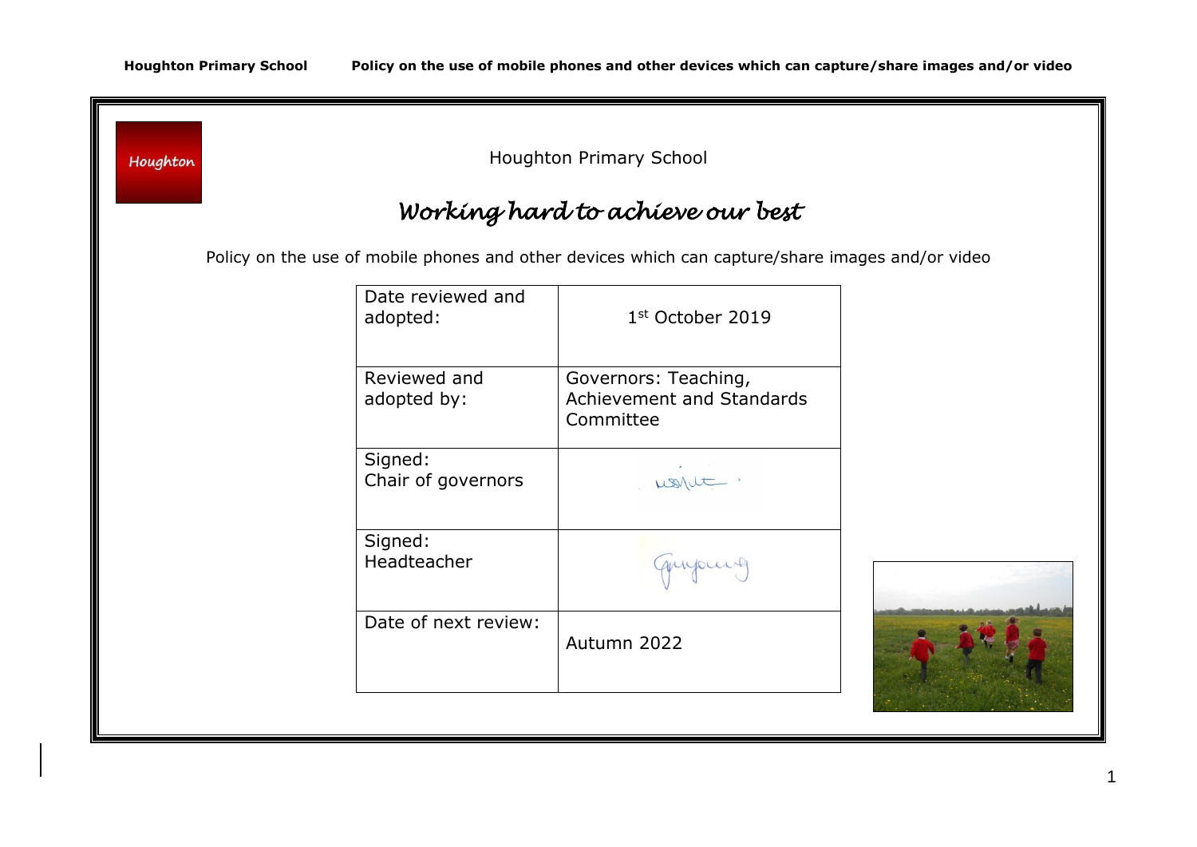Houghton

Houghton Primary School

# *Working hard to achieve our best*

Policy on the use of mobile phones and other devices which can capture/share images and/or video

| Date reviewed and adopted: | 1st October 2019 |
|---|---|
| Reviewed and adopted by: | Governors: Teaching, Achievement and Standards Committee |
| Signed: Chair of governors | |
| Signed: Headteacher | |
| Date of next review: | Autumn 2022 |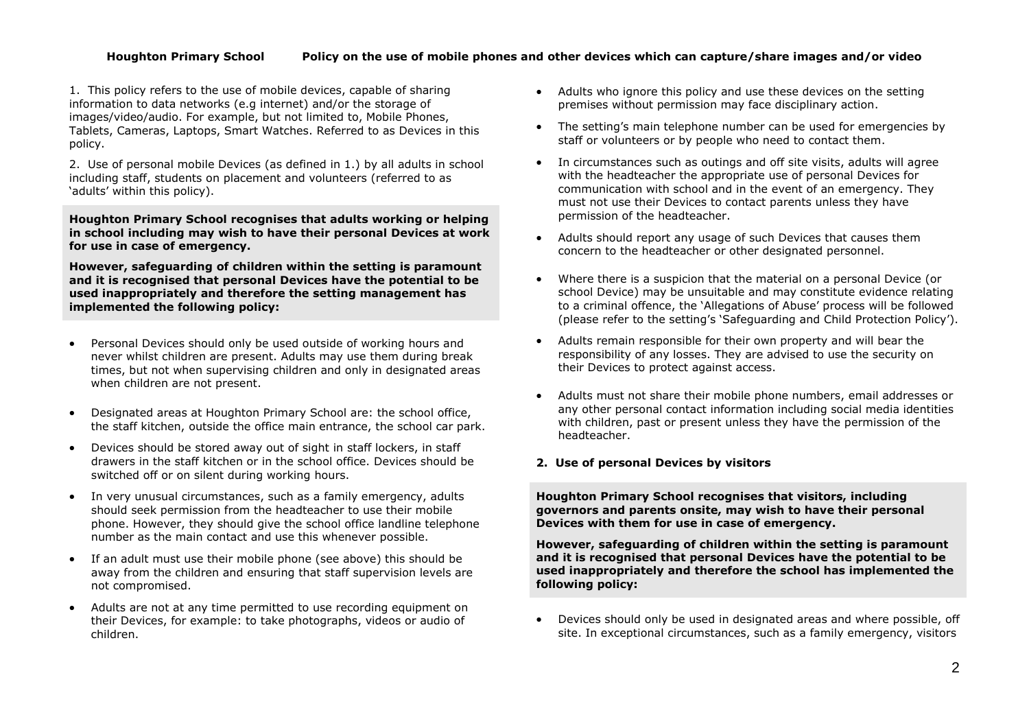**Houghton Primary School  Policy on the use of mobile phones and other devices which can capture/share images and/or video**

1. This policy refers to the use of mobile devices, capable of sharing information to data networks (e.g internet) and/or the storage of images/video/audio. For example, but not limited to, Mobile Phones, Tablets, Cameras, Laptops, Smart Watches. Referred to as Devices in this policy.

2. Use of personal mobile Devices (as defined in 1.) by all adults in school including staff, students on placement and volunteers (referred to as 'adults' within this policy).

**Houghton Primary School recognises that adults working or helping in school including may wish to have their personal Devices at work for use in case of emergency.**

**However, safeguarding of children within the setting is paramount and it is recognised that personal Devices have the potential to be used inappropriately and therefore the setting management has implemented the following policy:**

- Personal Devices should only be used outside of working hours and never whilst children are present. Adults may use them during break times, but not when supervising children and only in designated areas when children are not present.
- Designated areas at Houghton Primary School are: the school office, the staff kitchen, outside the office main entrance, the school car park.
- Devices should be stored away out of sight in staff lockers, in staff drawers in the staff kitchen or in the school office. Devices should be switched off or on silent during working hours.
- In very unusual circumstances, such as a family emergency, adults should seek permission from the headteacher to use their mobile phone. However, they should give the school office landline telephone number as the main contact and use this whenever possible.
- If an adult must use their mobile phone (see above) this should be away from the children and ensuring that staff supervision levels are not compromised.
- Adults are not at any time permitted to use recording equipment on their Devices, for example: to take photographs, videos or audio of children.
- Adults who ignore this policy and use these devices on the setting premises without permission may face disciplinary action.
- The setting's main telephone number can be used for emergencies by staff or volunteers or by people who need to contact them.
- In circumstances such as outings and off site visits, adults will agree with the headteacher the appropriate use of personal Devices for communication with school and in the event of an emergency. They must not use their Devices to contact parents unless they have permission of the headteacher.
- Adults should report any usage of such Devices that causes them concern to the headteacher or other designated personnel.
- Where there is a suspicion that the material on a personal Device (or school Device) may be unsuitable and may constitute evidence relating to a criminal offence, the 'Allegations of Abuse' process will be followed (please refer to the setting's 'Safeguarding and Child Protection Policy').
- Adults remain responsible for their own property and will bear the responsibility of any losses. They are advised to use the security on their Devices to protect against access.
- Adults must not share their mobile phone numbers, email addresses or any other personal contact information including social media identities with children, past or present unless they have the permission of the headteacher.

## 2. Use of personal Devices by visitors

**Houghton Primary School recognises that visitors, including governors and parents onsite, may wish to have their personal Devices with them for use in case of emergency.**

**However, safeguarding of children within the setting is paramount and it is recognised that personal Devices have the potential to be used inappropriately and therefore the school has implemented the following policy:**

- Devices should only be used in designated areas and where possible, off site. In exceptional circumstances, such as a family emergency, visitors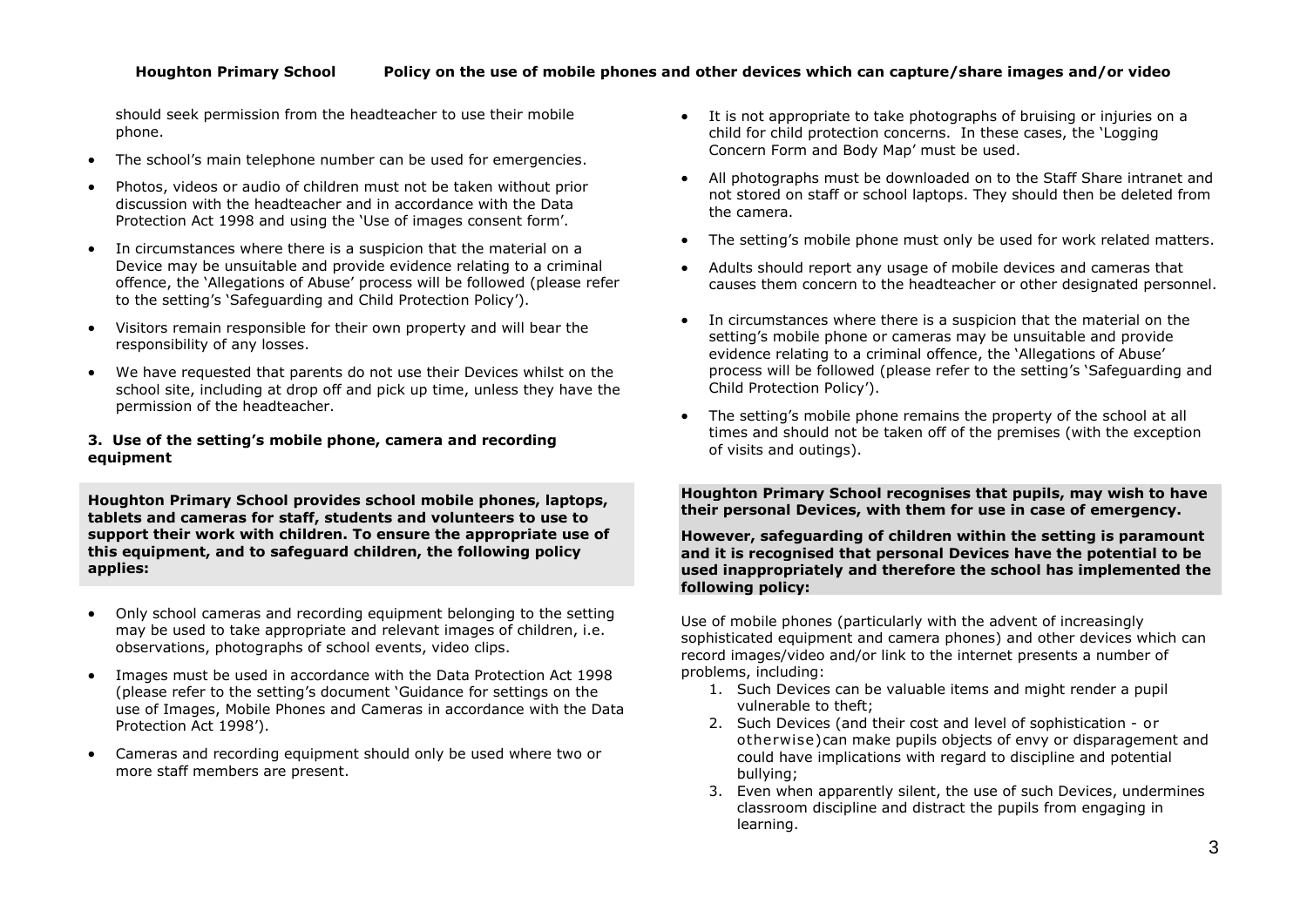should seek permission from the headteacher to use their mobile phone.

- The school's main telephone number can be used for emergencies.
- Photos, videos or audio of children must not be taken without prior discussion with the headteacher and in accordance with the Data Protection Act 1998 and using the 'Use of images consent form'.
- In circumstances where there is a suspicion that the material on a Device may be unsuitable and provide evidence relating to a criminal offence, the 'Allegations of Abuse' process will be followed (please refer to the setting's 'Safeguarding and Child Protection Policy').
- Visitors remain responsible for their own property and will bear the responsibility of any losses.
- We have requested that parents do not use their Devices whilst on the school site, including at drop off and pick up time, unless they have the permission of the headteacher.

### 3. Use of the setting's mobile phone, camera and recording equipment

**Houghton Primary School provides school mobile phones, laptops, tablets and cameras for staff, students and volunteers to use to support their work with children. To ensure the appropriate use of this equipment, and to safeguard children, the following policy applies:**

- Only school cameras and recording equipment belonging to the setting may be used to take appropriate and relevant images of children, i.e. observations, photographs of school events, video clips.
- Images must be used in accordance with the Data Protection Act 1998 (please refer to the setting's document 'Guidance for settings on the use of Images, Mobile Phones and Cameras in accordance with the Data Protection Act 1998').
- Cameras and recording equipment should only be used where two or more staff members are present.
- It is not appropriate to take photographs of bruising or injuries on a child for child protection concerns. In these cases, the 'Logging Concern Form and Body Map' must be used.
- All photographs must be downloaded on to the Staff Share intranet and not stored on staff or school laptops. They should then be deleted from the camera.
- The setting's mobile phone must only be used for work related matters.
- Adults should report any usage of mobile devices and cameras that causes them concern to the headteacher or other designated personnel.
- In circumstances where there is a suspicion that the material on the setting's mobile phone or cameras may be unsuitable and provide evidence relating to a criminal offence, the 'Allegations of Abuse' process will be followed (please refer to the setting's 'Safeguarding and Child Protection Policy').
- The setting's mobile phone remains the property of the school at all times and should not be taken off of the premises (with the exception of visits and outings).

**Houghton Primary School recognises that pupils, may wish to have their personal Devices, with them for use in case of emergency.**

**However, safeguarding of children within the setting is paramount and it is recognised that personal Devices have the potential to be used inappropriately and therefore the school has implemented the following policy:**

Use of mobile phones (particularly with the advent of increasingly sophisticated equipment and camera phones) and other devices which can record images/video and/or link to the internet presents a number of problems, including:

1. Such Devices can be valuable items and might render a pupil vulnerable to theft;
2. Such Devices (and their cost and level of sophistication - or otherwise)can make pupils objects of envy or disparagement and could have implications with regard to discipline and potential bullying;
3. Even when apparently silent, the use of such Devices, undermines classroom discipline and distract the pupils from engaging in learning.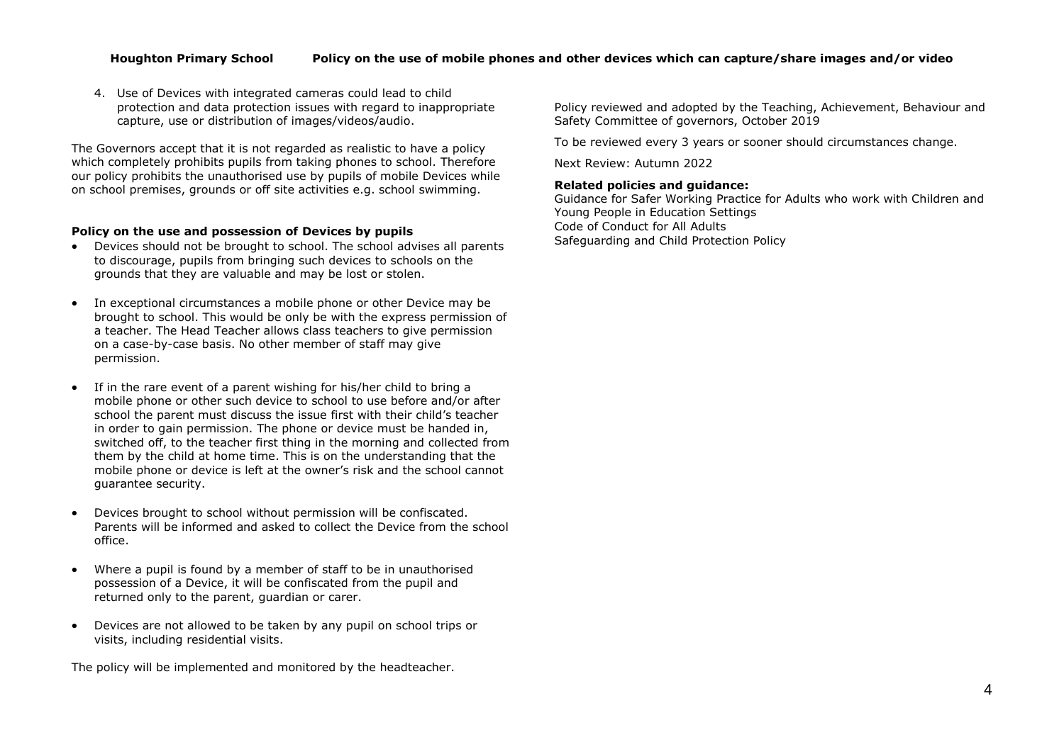4. Use of Devices with integrated cameras could lead to child protection and data protection issues with regard to inappropriate capture, use or distribution of images/videos/audio.

The Governors accept that it is not regarded as realistic to have a policy which completely prohibits pupils from taking phones to school. Therefore our policy prohibits the unauthorised use by pupils of mobile Devices while on school premises, grounds or off site activities e.g. school swimming.

**Policy on the use and possession of Devices by pupils**

- Devices should not be brought to school. The school advises all parents to discourage, pupils from bringing such devices to schools on the grounds that they are valuable and may be lost or stolen.
- In exceptional circumstances a mobile phone or other Device may be brought to school. This would be only be with the express permission of a teacher. The Head Teacher allows class teachers to give permission on a case-by-case basis. No other member of staff may give permission.
- If in the rare event of a parent wishing for his/her child to bring a mobile phone or other such device to school to use before and/or after school the parent must discuss the issue first with their child's teacher in order to gain permission. The phone or device must be handed in, switched off, to the teacher first thing in the morning and collected from them by the child at home time. This is on the understanding that the mobile phone or device is left at the owner's risk and the school cannot guarantee security.
- Devices brought to school without permission will be confiscated. Parents will be informed and asked to collect the Device from the school office.
- Where a pupil is found by a member of staff to be in unauthorised possession of a Device, it will be confiscated from the pupil and returned only to the parent, guardian or carer.
- Devices are not allowed to be taken by any pupil on school trips or visits, including residential visits.

The policy will be implemented and monitored by the headteacher.

Policy reviewed and adopted by the Teaching, Achievement, Behaviour and Safety Committee of governors, October 2019

To be reviewed every 3 years or sooner should circumstances change.

Next Review: Autumn 2022

**Related policies and guidance:**
Guidance for Safer Working Practice for Adults who work with Children and Young People in Education Settings
Code of Conduct for All Adults
Safeguarding and Child Protection Policy